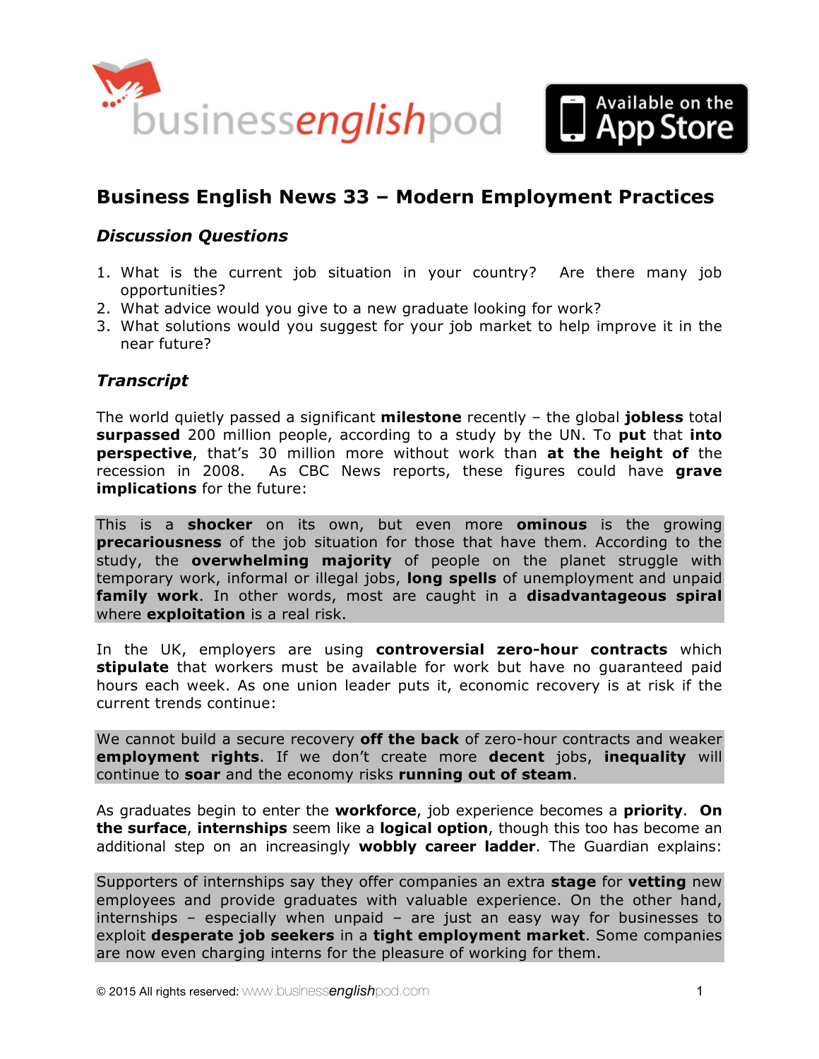# Business English News 33 – Modern Employment Practices

## *Discussion Questions*

1. What is the current job situation in your country? Are there many job opportunities?
2. What advice would you give to a new graduate looking for work?
3. What solutions would you suggest for your job market to help improve it in the near future?

## *Transcript*

The world quietly passed a significant **milestone** recently – the global **jobless** total **surpassed** 200 million people, according to a study by the UN. To **put** that **into perspective**, that's 30 million more without work than **at the height of** the recession in 2008. As CBC News reports, these figures could have **grave implications** for the future:

> This is a **shocker** on its own, but even more **ominous** is the growing **precariousness** of the job situation for those that have them. According to the study, the **overwhelming majority** of people on the planet struggle with temporary work, informal or illegal jobs, **long spells** of unemployment and unpaid **family work**. In other words, most are caught in a **disadvantageous spiral** where **exploitation** is a real risk.

In the UK, employers are using **controversial zero-hour contracts** which **stipulate** that workers must be available for work but have no guaranteed paid hours each week. As one union leader puts it, economic recovery is at risk if the current trends continue:

> We cannot build a secure recovery **off the back** of zero-hour contracts and weaker **employment rights**. If we don't create more **decent** jobs, **inequality** will continue to **soar** and the economy risks **running out of steam**.

As graduates begin to enter the **workforce**, job experience becomes a **priority**. **On the surface**, **internships** seem like a **logical option**, though this too has become an additional step on an increasingly **wobbly career ladder**. The Guardian explains:

> Supporters of internships say they offer companies an extra **stage** for **vetting** new employees and provide graduates with valuable experience. On the other hand, internships – especially when unpaid – are just an easy way for businesses to exploit **desperate job seekers** in a **tight employment market**. Some companies are now even charging interns for the pleasure of working for them.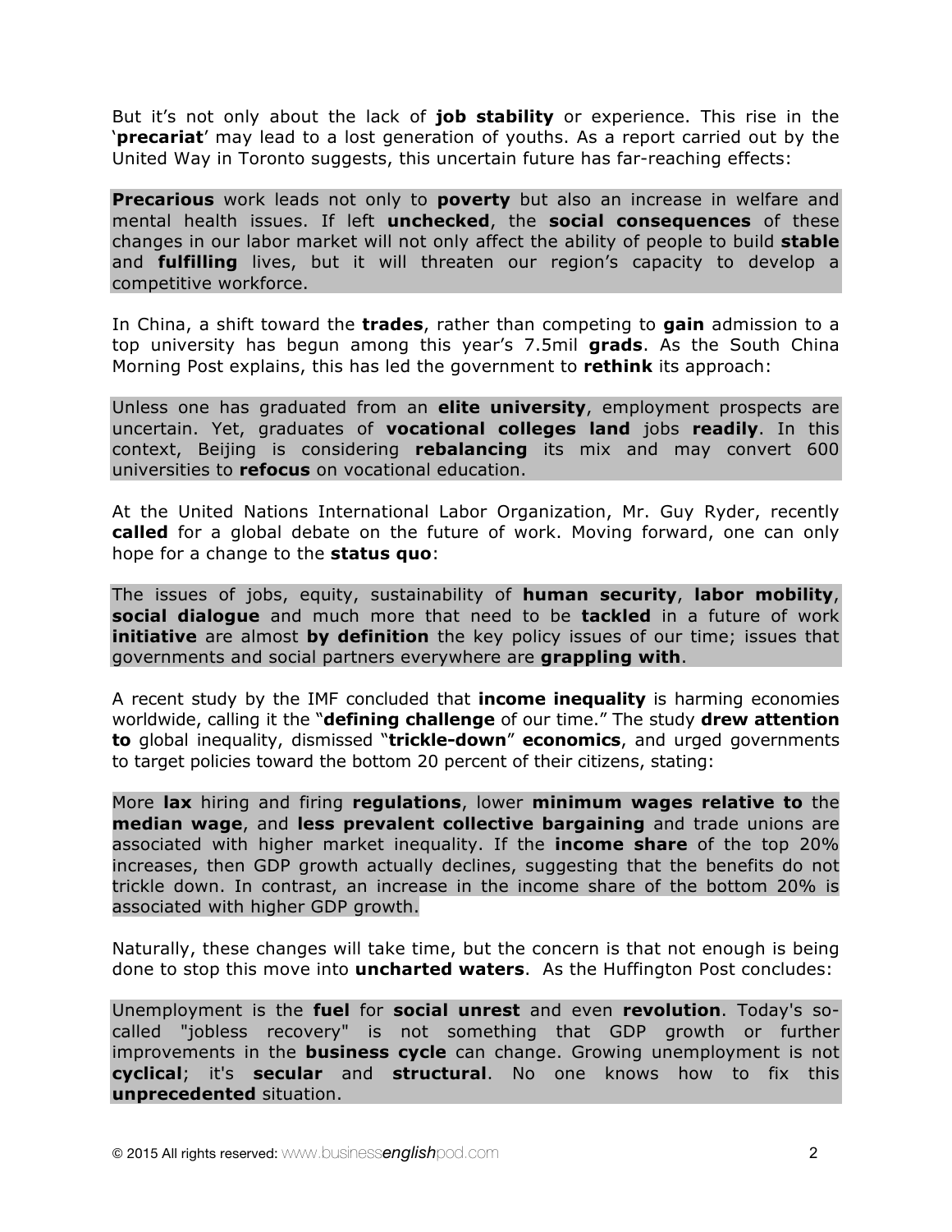But it's not only about the lack of **job stability** or experience. This rise in the '**precariat**' may lead to a lost generation of youths. As a report carried out by the United Way in Toronto suggests, this uncertain future has far-reaching effects:

> **Precarious** work leads not only to **poverty** but also an increase in welfare and mental health issues. If left **unchecked**, the **social consequences** of these changes in our labor market will not only affect the ability of people to build **stable** and **fulfilling** lives, but it will threaten our region's capacity to develop a competitive workforce.

In China, a shift toward the **trades**, rather than competing to **gain** admission to a top university has begun among this year's 7.5mil **grads**. As the South China Morning Post explains, this has led the government to **rethink** its approach:

> Unless one has graduated from an **elite university**, employment prospects are uncertain. Yet, graduates of **vocational colleges land** jobs **readily**. In this context, Beijing is considering **rebalancing** its mix and may convert 600 universities to **refocus** on vocational education.

At the United Nations International Labor Organization, Mr. Guy Ryder, recently **called** for a global debate on the future of work. Moving forward, one can only hope for a change to the **status quo**:

> The issues of jobs, equity, sustainability of **human security**, **labor mobility**, **social dialogue** and much more that need to be **tackled** in a future of work **initiative** are almost **by definition** the key policy issues of our time; issues that governments and social partners everywhere are **grappling with**.

A recent study by the IMF concluded that **income inequality** is harming economies worldwide, calling it the "**defining challenge** of our time." The study **drew attention to** global inequality, dismissed "**trickle-down**" **economics**, and urged governments to target policies toward the bottom 20 percent of their citizens, stating:

> More **lax** hiring and firing **regulations**, lower **minimum wages relative to** the **median wage**, and **less prevalent collective bargaining** and trade unions are associated with higher market inequality. If the **income share** of the top 20% increases, then GDP growth actually declines, suggesting that the benefits do not trickle down. In contrast, an increase in the income share of the bottom 20% is associated with higher GDP growth.

Naturally, these changes will take time, but the concern is that not enough is being done to stop this move into **uncharted waters**. As the Huffington Post concludes:

> Unemployment is the **fuel** for **social unrest** and even **revolution**. Today's so-called "jobless recovery" is not something that GDP growth or further improvements in the **business cycle** can change. Growing unemployment is not **cyclical**; it's **secular** and **structural**. No one knows how to fix this **unprecedented** situation.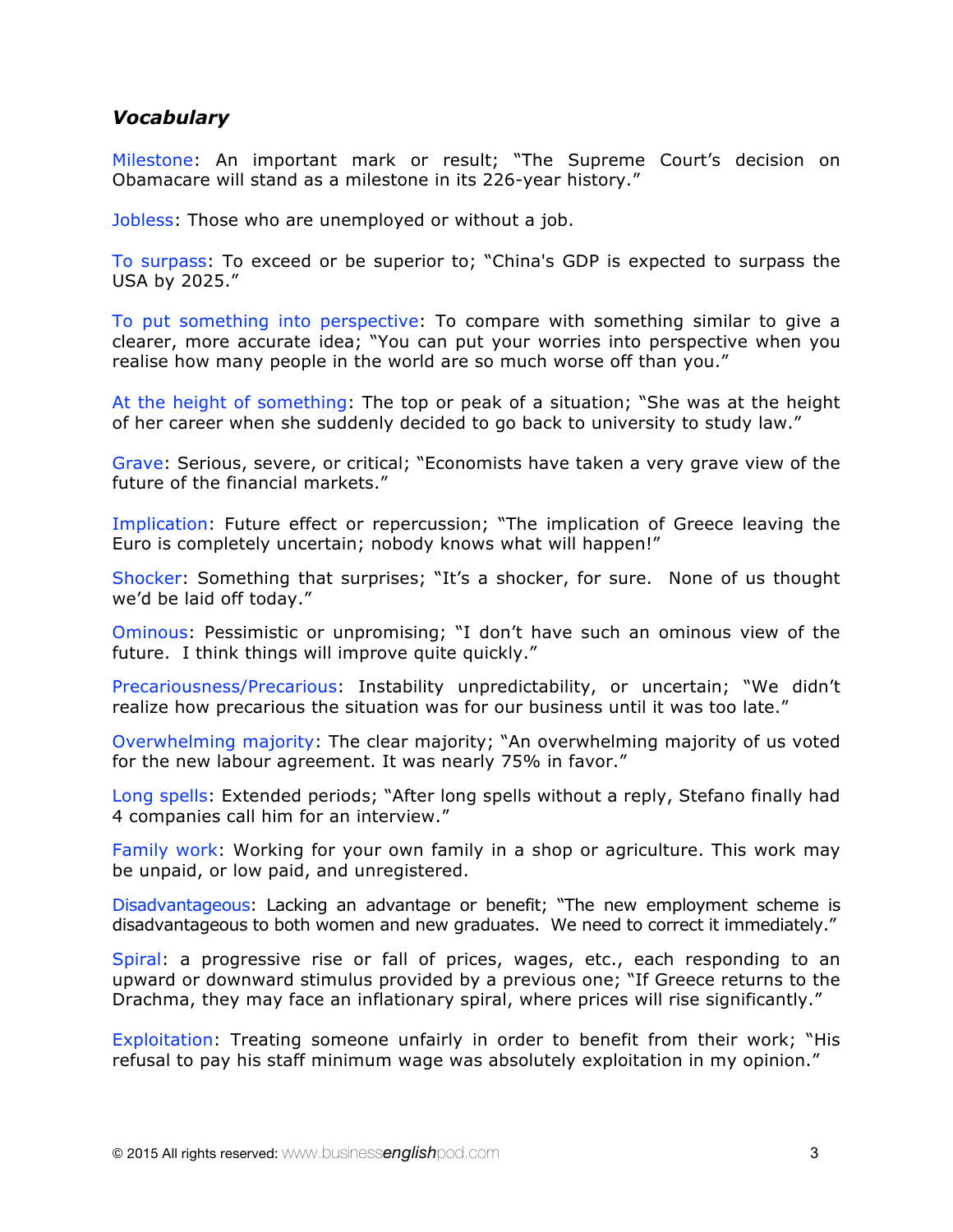## *Vocabulary*

Milestone: An important mark or result; "The Supreme Court's decision on Obamacare will stand as a milestone in its 226-year history."

Jobless: Those who are unemployed or without a job.

To surpass: To exceed or be superior to; "China's GDP is expected to surpass the USA by 2025."

To put something into perspective: To compare with something similar to give a clearer, more accurate idea; "You can put your worries into perspective when you realise how many people in the world are so much worse off than you."

At the height of something: The top or peak of a situation; "She was at the height of her career when she suddenly decided to go back to university to study law."

Grave: Serious, severe, or critical; "Economists have taken a very grave view of the future of the financial markets."

Implication: Future effect or repercussion; "The implication of Greece leaving the Euro is completely uncertain; nobody knows what will happen!"

Shocker: Something that surprises; "It's a shocker, for sure. None of us thought we'd be laid off today."

Ominous: Pessimistic or unpromising; "I don't have such an ominous view of the future. I think things will improve quite quickly."

Precariousness/Precarious: Instability unpredictability, or uncertain; "We didn't realize how precarious the situation was for our business until it was too late."

Overwhelming majority: The clear majority; "An overwhelming majority of us voted for the new labour agreement. It was nearly 75% in favor."

Long spells: Extended periods; "After long spells without a reply, Stefano finally had 4 companies call him for an interview."

Family work: Working for your own family in a shop or agriculture. This work may be unpaid, or low paid, and unregistered.

Disadvantageous: Lacking an advantage or benefit; "The new employment scheme is disadvantageous to both women and new graduates. We need to correct it immediately."

Spiral: a progressive rise or fall of prices, wages, etc., each responding to an upward or downward stimulus provided by a previous one; "If Greece returns to the Drachma, they may face an inflationary spiral, where prices will rise significantly."

Exploitation: Treating someone unfairly in order to benefit from their work; "His refusal to pay his staff minimum wage was absolutely exploitation in my opinion."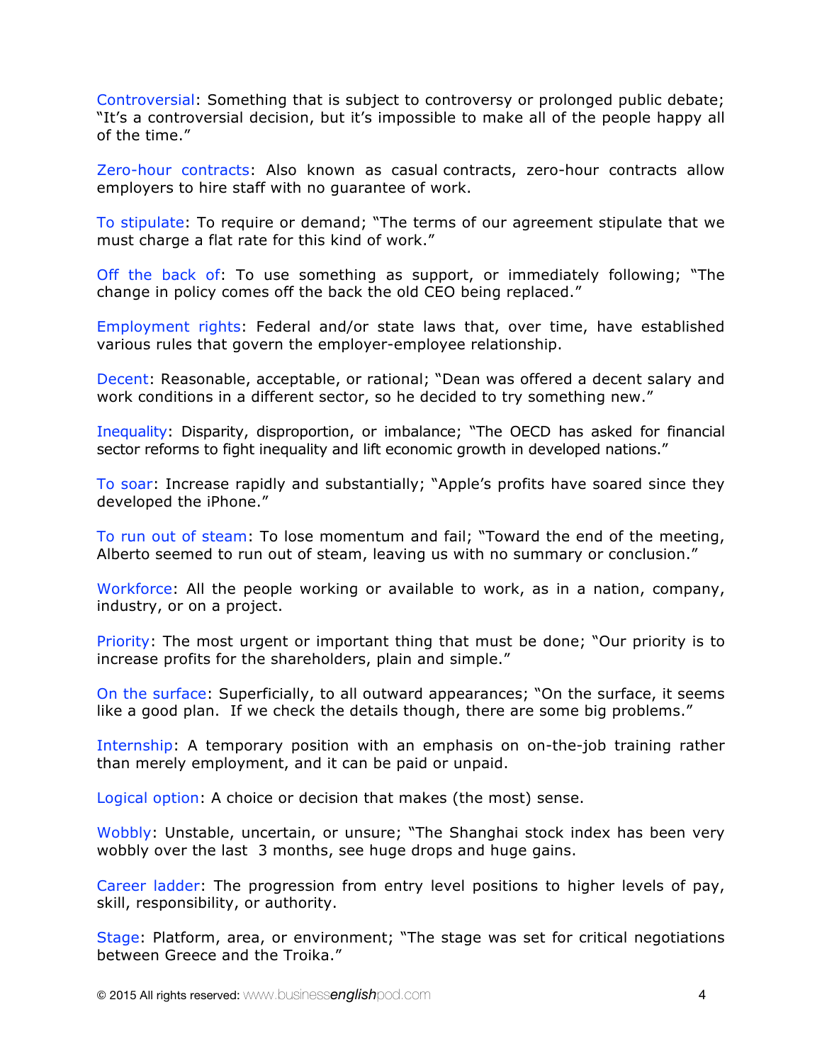Controversial: Something that is subject to controversy or prolonged public debate; "It's a controversial decision, but it's impossible to make all of the people happy all of the time."

Zero-hour contracts: Also known as casual contracts, zero-hour contracts allow employers to hire staff with no guarantee of work.

To stipulate: To require or demand; "The terms of our agreement stipulate that we must charge a flat rate for this kind of work."

Off the back of: To use something as support, or immediately following; "The change in policy comes off the back the old CEO being replaced."

Employment rights: Federal and/or state laws that, over time, have established various rules that govern the employer-employee relationship.

Decent: Reasonable, acceptable, or rational; "Dean was offered a decent salary and work conditions in a different sector, so he decided to try something new."

Inequality: Disparity, disproportion, or imbalance; "The OECD has asked for financial sector reforms to fight inequality and lift economic growth in developed nations."

To soar: Increase rapidly and substantially; "Apple's profits have soared since they developed the iPhone."

To run out of steam: To lose momentum and fail; "Toward the end of the meeting, Alberto seemed to run out of steam, leaving us with no summary or conclusion."

Workforce: All the people working or available to work, as in a nation, company, industry, or on a project.

Priority: The most urgent or important thing that must be done; "Our priority is to increase profits for the shareholders, plain and simple."

On the surface: Superficially, to all outward appearances; "On the surface, it seems like a good plan. If we check the details though, there are some big problems."

Internship: A temporary position with an emphasis on on-the-job training rather than merely employment, and it can be paid or unpaid.

Logical option: A choice or decision that makes (the most) sense.

Wobbly: Unstable, uncertain, or unsure; "The Shanghai stock index has been very wobbly over the last 3 months, see huge drops and huge gains.

Career ladder: The progression from entry level positions to higher levels of pay, skill, responsibility, or authority.

Stage: Platform, area, or environment; "The stage was set for critical negotiations between Greece and the Troika."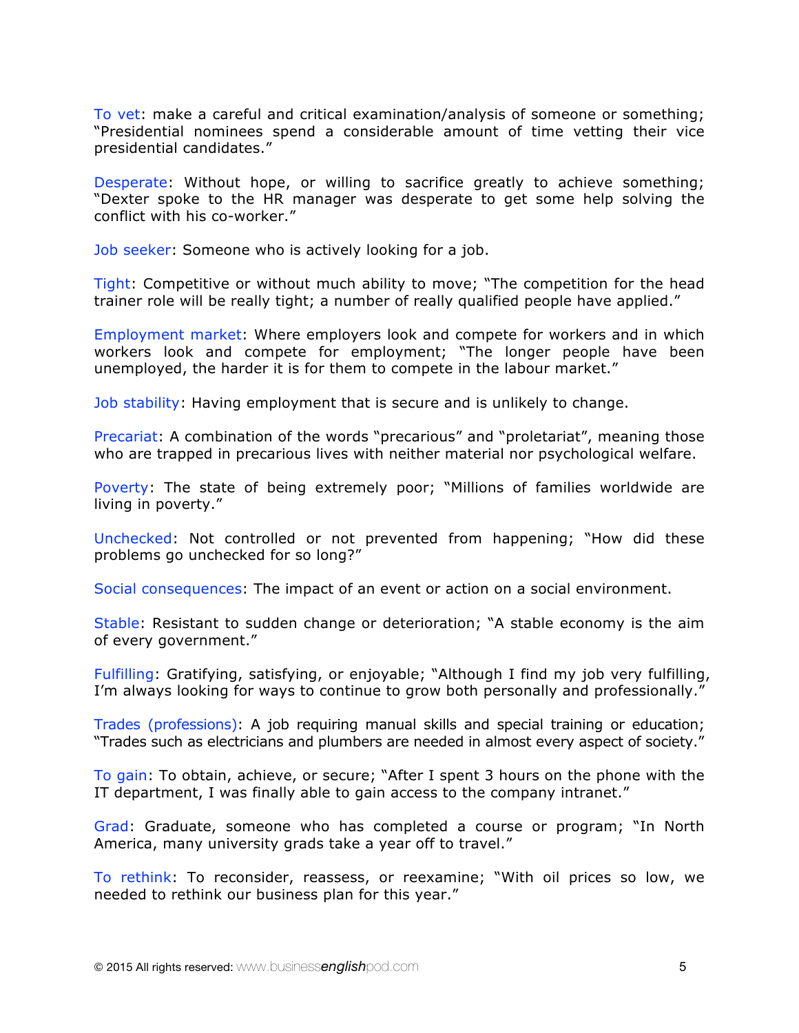To vet: make a careful and critical examination/analysis of someone or something; "Presidential nominees spend a considerable amount of time vetting their vice presidential candidates."

Desperate: Without hope, or willing to sacrifice greatly to achieve something; "Dexter spoke to the HR manager was desperate to get some help solving the conflict with his co-worker."

Job seeker: Someone who is actively looking for a job.

Tight: Competitive or without much ability to move; "The competition for the head trainer role will be really tight; a number of really qualified people have applied."

Employment market: Where employers look and compete for workers and in which workers look and compete for employment; "The longer people have been unemployed, the harder it is for them to compete in the labour market."

Job stability: Having employment that is secure and is unlikely to change.

Precariat: A combination of the words "precarious" and "proletariat", meaning those who are trapped in precarious lives with neither material nor psychological welfare.

Poverty: The state of being extremely poor; "Millions of families worldwide are living in poverty."

Unchecked: Not controlled or not prevented from happening; "How did these problems go unchecked for so long?"

Social consequences: The impact of an event or action on a social environment.

Stable: Resistant to sudden change or deterioration; "A stable economy is the aim of every government."

Fulfilling: Gratifying, satisfying, or enjoyable; "Although I find my job very fulfilling, I'm always looking for ways to continue to grow both personally and professionally."

Trades (professions): A job requiring manual skills and special training or education; "Trades such as electricians and plumbers are needed in almost every aspect of society."

To gain: To obtain, achieve, or secure; "After I spent 3 hours on the phone with the IT department, I was finally able to gain access to the company intranet."

Grad: Graduate, someone who has completed a course or program; "In North America, many university grads take a year off to travel."

To rethink: To reconsider, reassess, or reexamine; "With oil prices so low, we needed to rethink our business plan for this year."

© 2015 All rights reserved: www.businessenglishpod.com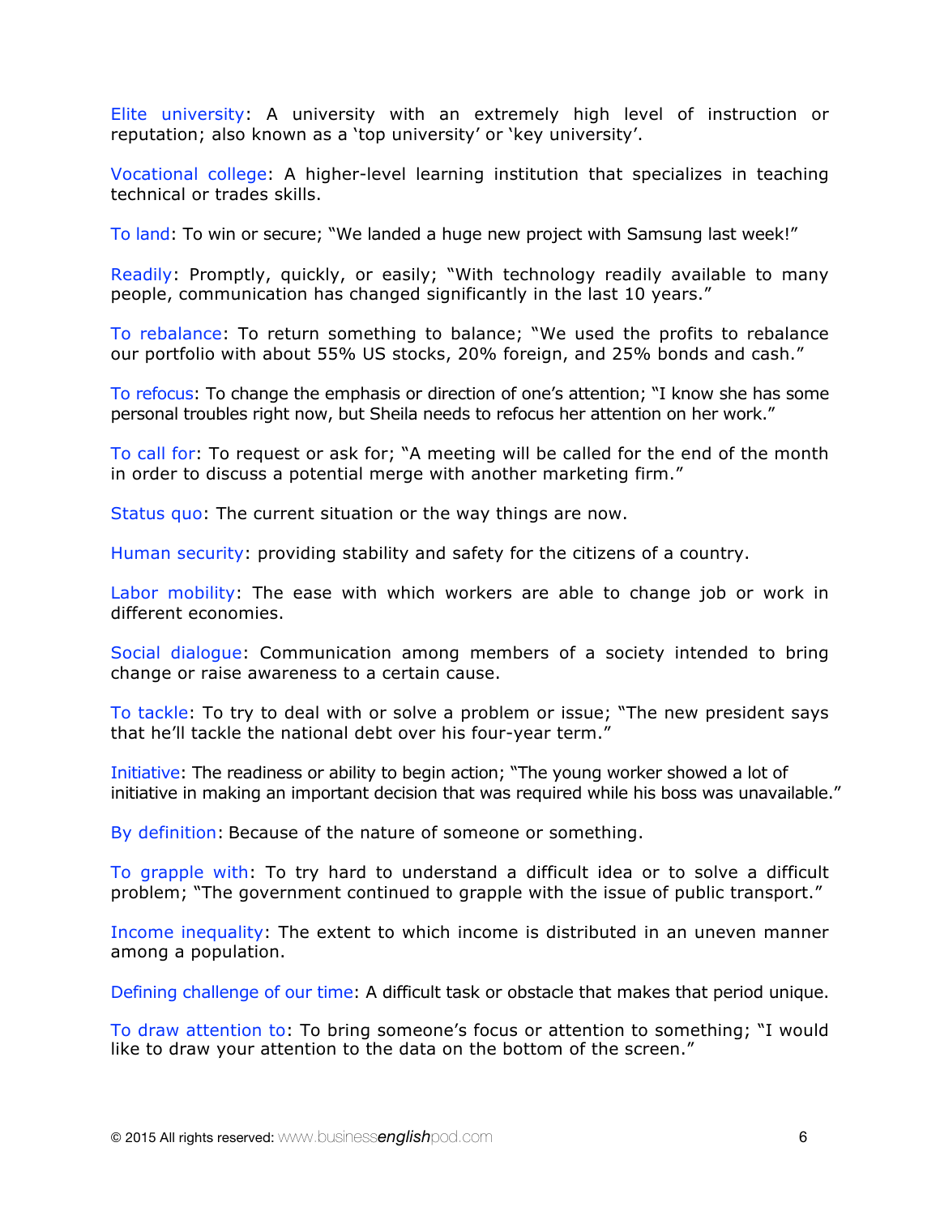Elite university: A university with an extremely high level of instruction or reputation; also known as a 'top university' or 'key university'.

Vocational college: A higher-level learning institution that specializes in teaching technical or trades skills.

To land: To win or secure; "We landed a huge new project with Samsung last week!"

Readily: Promptly, quickly, or easily; "With technology readily available to many people, communication has changed significantly in the last 10 years."

To rebalance: To return something to balance; "We used the profits to rebalance our portfolio with about 55% US stocks, 20% foreign, and 25% bonds and cash."

To refocus: To change the emphasis or direction of one's attention; "I know she has some personal troubles right now, but Sheila needs to refocus her attention on her work."

To call for: To request or ask for; "A meeting will be called for the end of the month in order to discuss a potential merge with another marketing firm."

Status quo: The current situation or the way things are now.

Human security: providing stability and safety for the citizens of a country.

Labor mobility: The ease with which workers are able to change job or work in different economies.

Social dialogue: Communication among members of a society intended to bring change or raise awareness to a certain cause.

To tackle: To try to deal with or solve a problem or issue; "The new president says that he'll tackle the national debt over his four-year term."

Initiative: The readiness or ability to begin action; "The young worker showed a lot of initiative in making an important decision that was required while his boss was unavailable."

By definition: Because of the nature of someone or something.

To grapple with: To try hard to understand a difficult idea or to solve a difficult problem; "The government continued to grapple with the issue of public transport."

Income inequality: The extent to which income is distributed in an uneven manner among a population.

Defining challenge of our time: A difficult task or obstacle that makes that period unique.

To draw attention to: To bring someone's focus or attention to something; "I would like to draw your attention to the data on the bottom of the screen."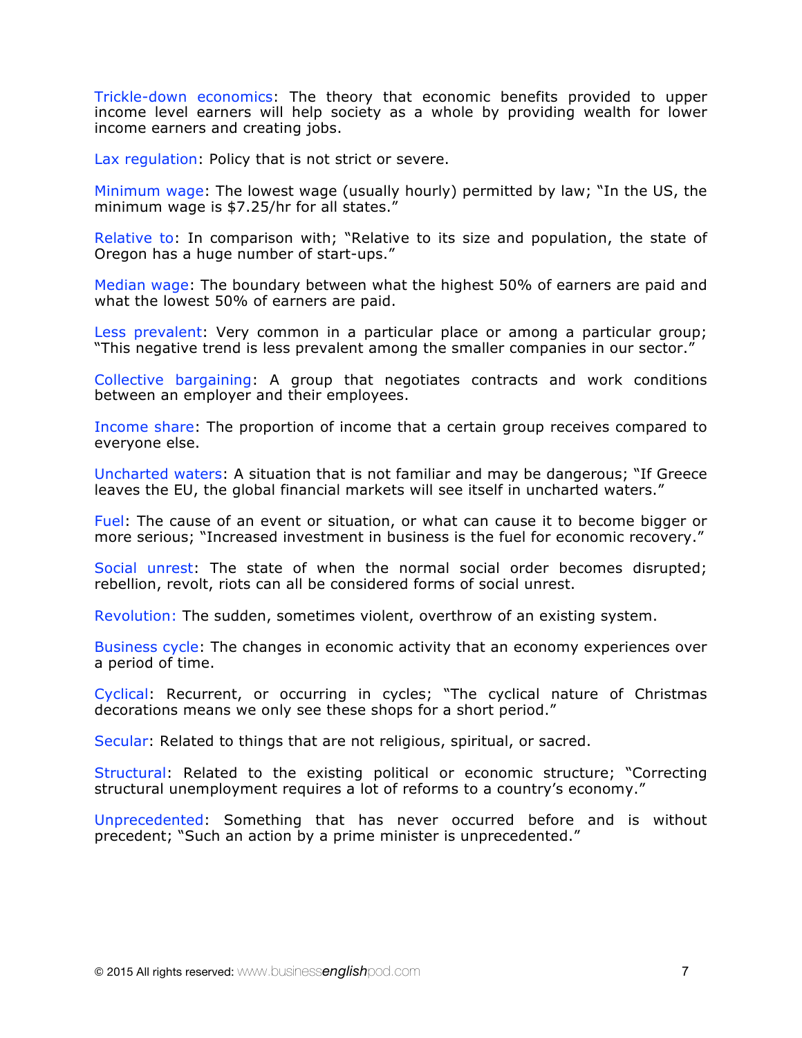Trickle-down economics: The theory that economic benefits provided to upper income level earners will help society as a whole by providing wealth for lower income earners and creating jobs.

Lax regulation: Policy that is not strict or severe.

Minimum wage: The lowest wage (usually hourly) permitted by law; "In the US, the minimum wage is $7.25/hr for all states."

Relative to: In comparison with; "Relative to its size and population, the state of Oregon has a huge number of start-ups."

Median wage: The boundary between what the highest 50% of earners are paid and what the lowest 50% of earners are paid.

Less prevalent: Very common in a particular place or among a particular group; "This negative trend is less prevalent among the smaller companies in our sector."

Collective bargaining: A group that negotiates contracts and work conditions between an employer and their employees.

Income share: The proportion of income that a certain group receives compared to everyone else.

Uncharted waters: A situation that is not familiar and may be dangerous; "If Greece leaves the EU, the global financial markets will see itself in uncharted waters."

Fuel: The cause of an event or situation, or what can cause it to become bigger or more serious; "Increased investment in business is the fuel for economic recovery."

Social unrest: The state of when the normal social order becomes disrupted; rebellion, revolt, riots can all be considered forms of social unrest.

Revolution: The sudden, sometimes violent, overthrow of an existing system.

Business cycle: The changes in economic activity that an economy experiences over a period of time.

Cyclical: Recurrent, or occurring in cycles; "The cyclical nature of Christmas decorations means we only see these shops for a short period."

Secular: Related to things that are not religious, spiritual, or sacred.

Structural: Related to the existing political or economic structure; "Correcting structural unemployment requires a lot of reforms to a country's economy."

Unprecedented: Something that has never occurred before and is without precedent; "Such an action by a prime minister is unprecedented."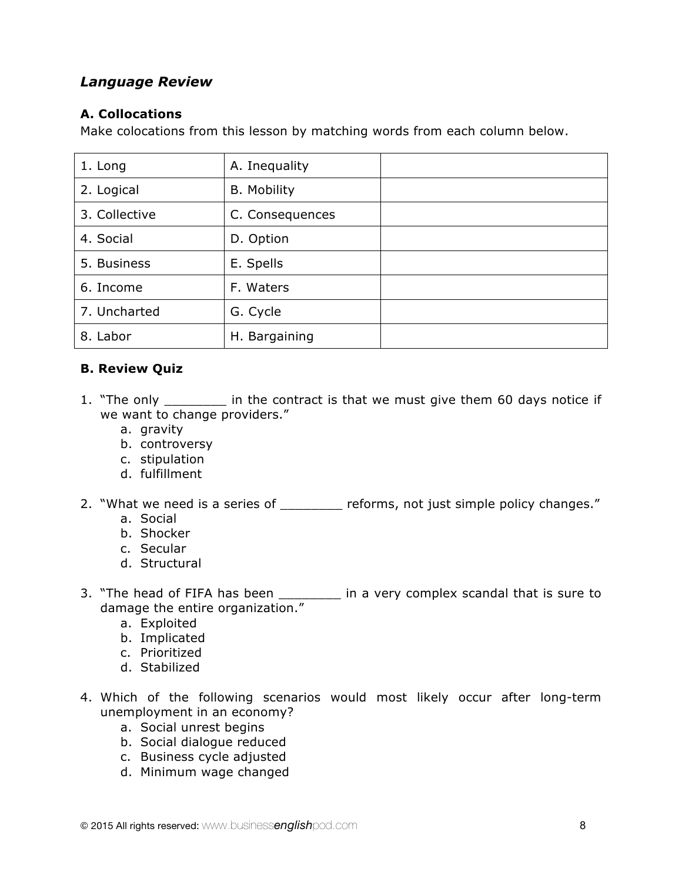## *Language Review*

### A. Collocations

Make colocations from this lesson by matching words from each column below.

| | | |
|---|---|---|
| 1. Long | A. Inequality | |
| 2. Logical | B. Mobility | |
| 3. Collective | C. Consequences | |
| 4. Social | D. Option | |
| 5. Business | E. Spells | |
| 6. Income | F. Waters | |
| 7. Uncharted | G. Cycle | |
| 8. Labor | H. Bargaining | |

### B. Review Quiz

1. "The only ________ in the contract is that we must give them 60 days notice if we want to change providers."
   a. gravity
   b. controversy
   c. stipulation
   d. fulfillment

2. "What we need is a series of ________ reforms, not just simple policy changes."
   a. Social
   b. Shocker
   c. Secular
   d. Structural

3. "The head of FIFA has been ________ in a very complex scandal that is sure to damage the entire organization."
   a. Exploited
   b. Implicated
   c. Prioritized
   d. Stabilized

4. Which of the following scenarios would most likely occur after long-term unemployment in an economy?
   a. Social unrest begins
   b. Social dialogue reduced
   c. Business cycle adjusted
   d. Minimum wage changed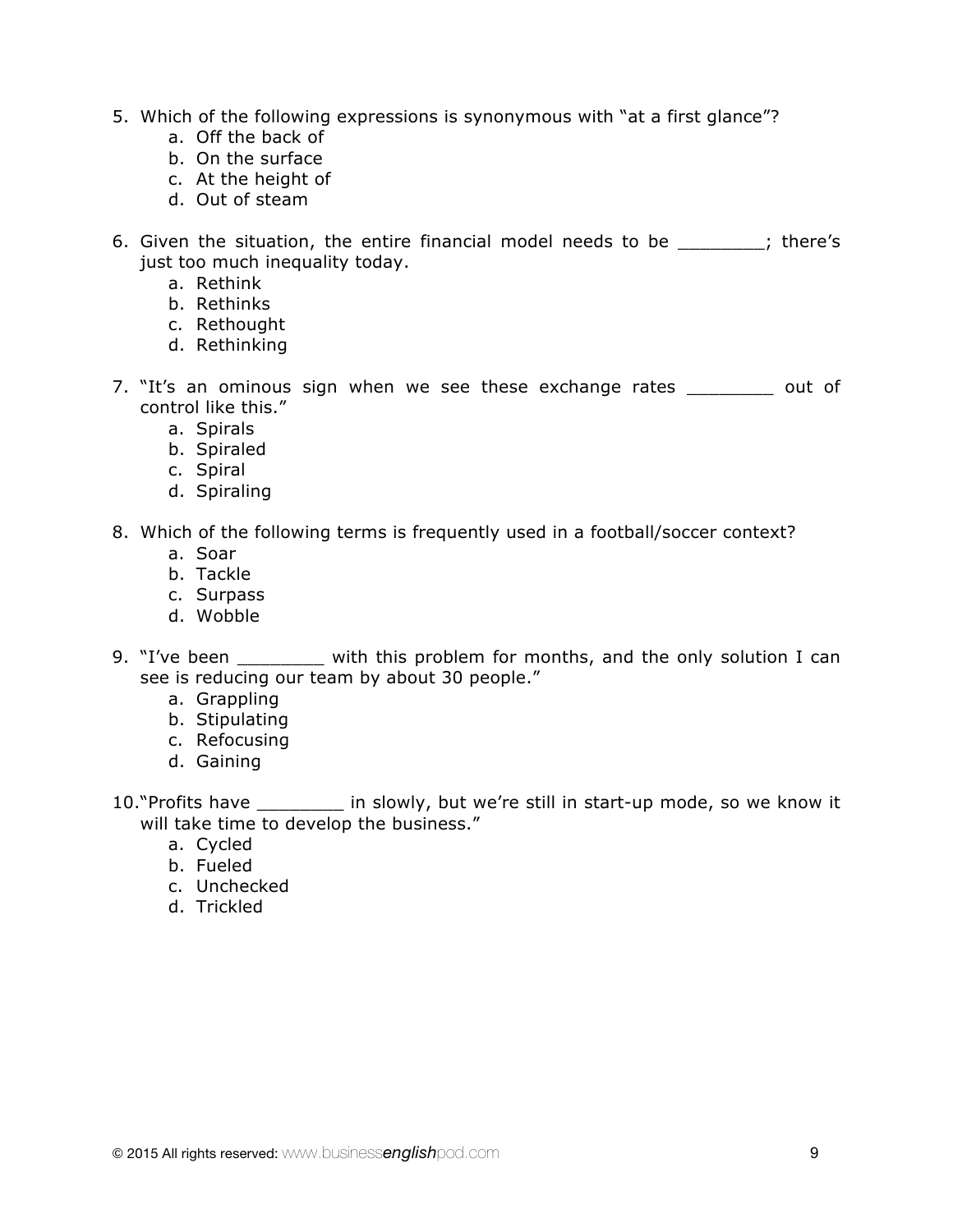5. Which of the following expressions is synonymous with "at a first glance"?
    a. Off the back of
    b. On the surface
    c. At the height of
    d. Out of steam

6. Given the situation, the entire financial model needs to be ________; there's just too much inequality today.
    a. Rethink
    b. Rethinks
    c. Rethought
    d. Rethinking

7. "It's an ominous sign when we see these exchange rates ________ out of control like this."
    a. Spirals
    b. Spiraled
    c. Spiral
    d. Spiraling

8. Which of the following terms is frequently used in a football/soccer context?
    a. Soar
    b. Tackle
    c. Surpass
    d. Wobble

9. "I've been ________ with this problem for months, and the only solution I can see is reducing our team by about 30 people."
    a. Grappling
    b. Stipulating
    c. Refocusing
    d. Gaining

10. "Profits have ________ in slowly, but we're still in start-up mode, so we know it will take time to develop the business."
    a. Cycled
    b. Fueled
    c. Unchecked
    d. Trickled

© 2015 All rights reserved: www.businessenglishpod.com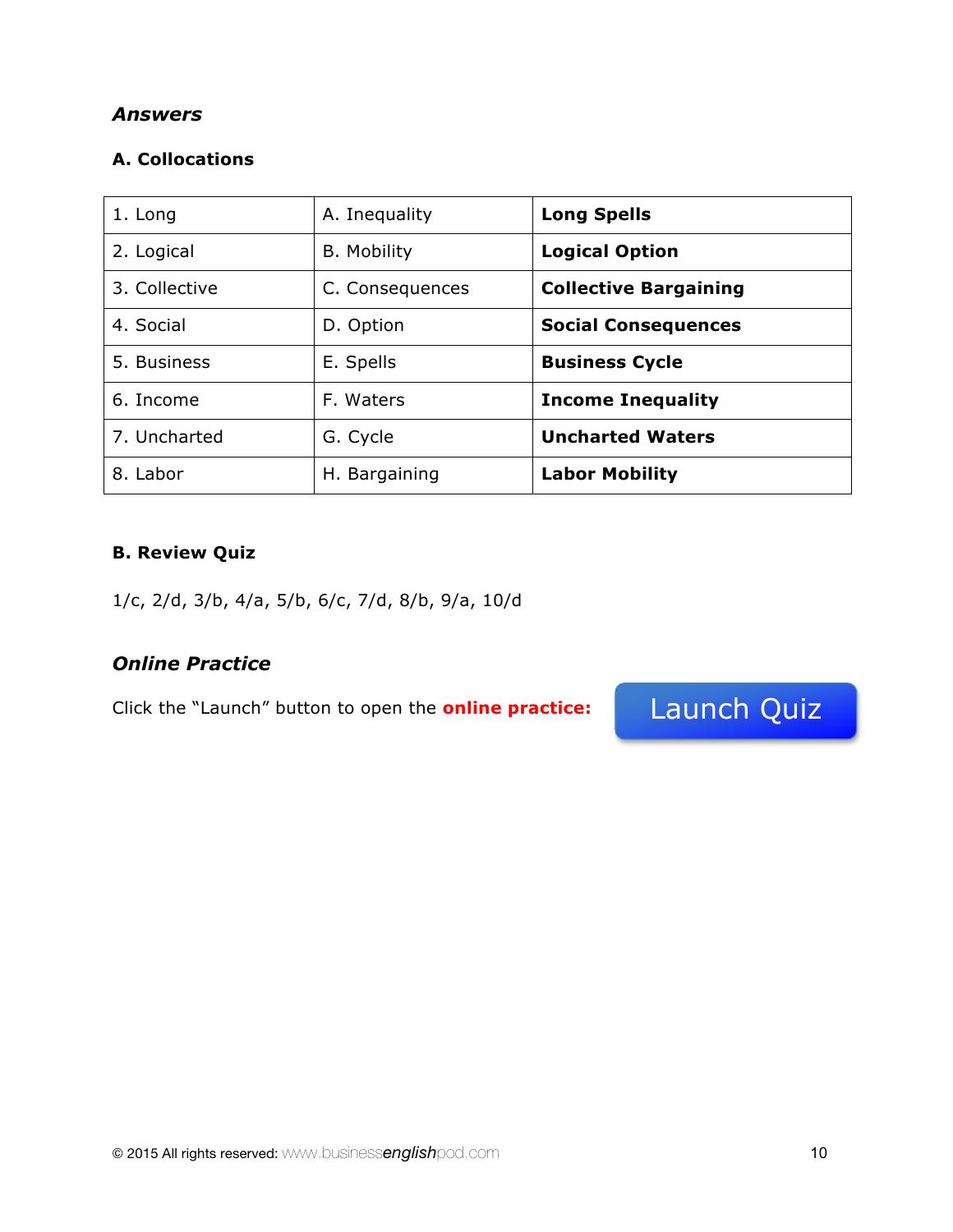***Answers***

**A. Collocations**

| | | |
|---|---|---|
| 1. Long | A. Inequality | **Long Spells** |
| 2. Logical | B. Mobility | **Logical Option** |
| 3. Collective | C. Consequences | **Collective Bargaining** |
| 4. Social | D. Option | **Social Consequences** |
| 5. Business | E. Spells | **Business Cycle** |
| 6. Income | F. Waters | **Income Inequality** |
| 7. Uncharted | G. Cycle | **Uncharted Waters** |
| 8. Labor | H. Bargaining | **Labor Mobility** |

**B. Review Quiz**

1/c, 2/d, 3/b, 4/a, 5/b, 6/c, 7/d, 8/b, 9/a, 10/d

***Online Practice***

Click the "Launch" button to open the **online practice:** Launch Quiz

© 2015 All rights reserved: www.businessenglishpod.com